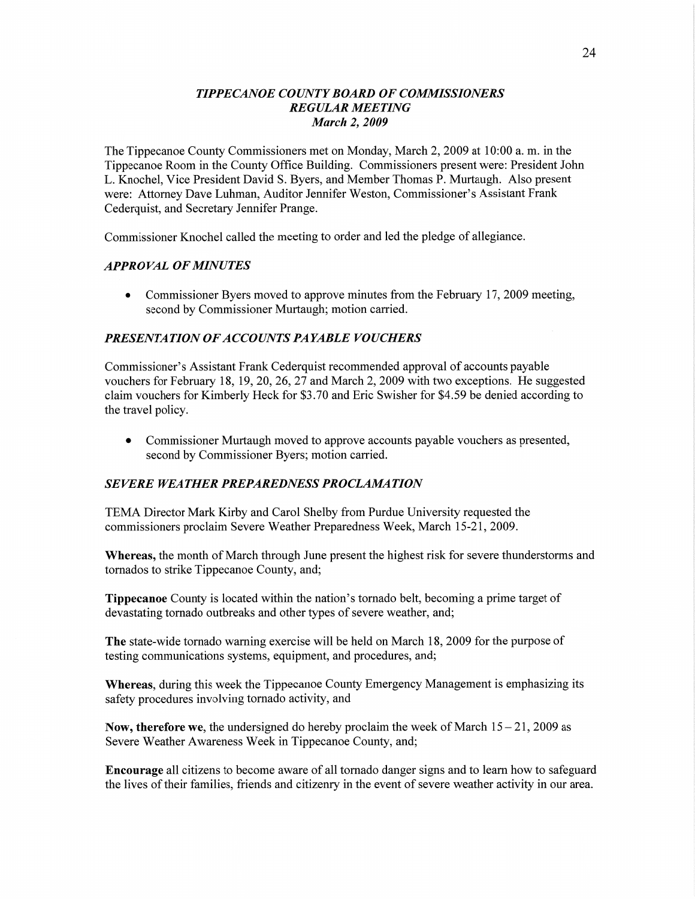# *TIPPECANOE COUNTY BOARD OF COMMISSIONERS*
## *REGULAR MEETING*
### *March 2, 2009*

The Tippecanoe County Commissioners met on Monday, March 2, 2009 at 10:00 a. m. in the Tippecanoe Room in the County Office Building. Commissioners present were: President John L. Knochel, Vice President David S. Byers, and Member Thomas P. Murtaugh. Also present were: Attorney Dave Luhman, Auditor Jennifer Weston, Commissioner's Assistant Frank Cederquist, and Secretary Jennifer Prange.

Commissioner Knochel called the meeting to order and led the pledge of allegiance.

### *APPROVAL OF MINUTES*

- Commissioner Byers moved to approve minutes from the February 17, 2009 meeting, second by Commissioner Murtaugh; motion carried.

### *PRESENTATION OF ACCOUNTS PAYABLE VOUCHERS*

Commissioner's Assistant Frank Cederquist recommended approval of accounts payable vouchers for February 18, 19, 20, 26, 27 and March 2, 2009 with two exceptions. He suggested claim vouchers for Kimberly Heck for $3.70 and Eric Swisher for $4.59 be denied according to the travel policy.

- Commissioner Murtaugh moved to approve accounts payable vouchers as presented, second by Commissioner Byers; motion carried.

### *SEVERE WEATHER PREPAREDNESS PROCLAMATION*

TEMA Director Mark Kirby and Carol Shelby from Purdue University requested the commissioners proclaim Severe Weather Preparedness Week, March 15-21, 2009.

**Whereas,** the month of March through June present the highest risk for severe thunderstorms and tornados to strike Tippecanoe County, and;

**Tippecanoe** County is located within the nation's tornado belt, becoming a prime target of devastating tornado outbreaks and other types of severe weather, and;

**The** state-wide tornado warning exercise will be held on March 18, 2009 for the purpose of testing communications systems, equipment, and procedures, and;

**Whereas**, during this week the Tippecanoe County Emergency Management is emphasizing its safety procedures involving tornado activity, and

**Now, therefore we**, the undersigned do hereby proclaim the week of March 15 – 21, 2009 as Severe Weather Awareness Week in Tippecanoe County, and;

**Encourage** all citizens to become aware of all tornado danger signs and to learn how to safeguard the lives of their families, friends and citizenry in the event of severe weather activity in our area.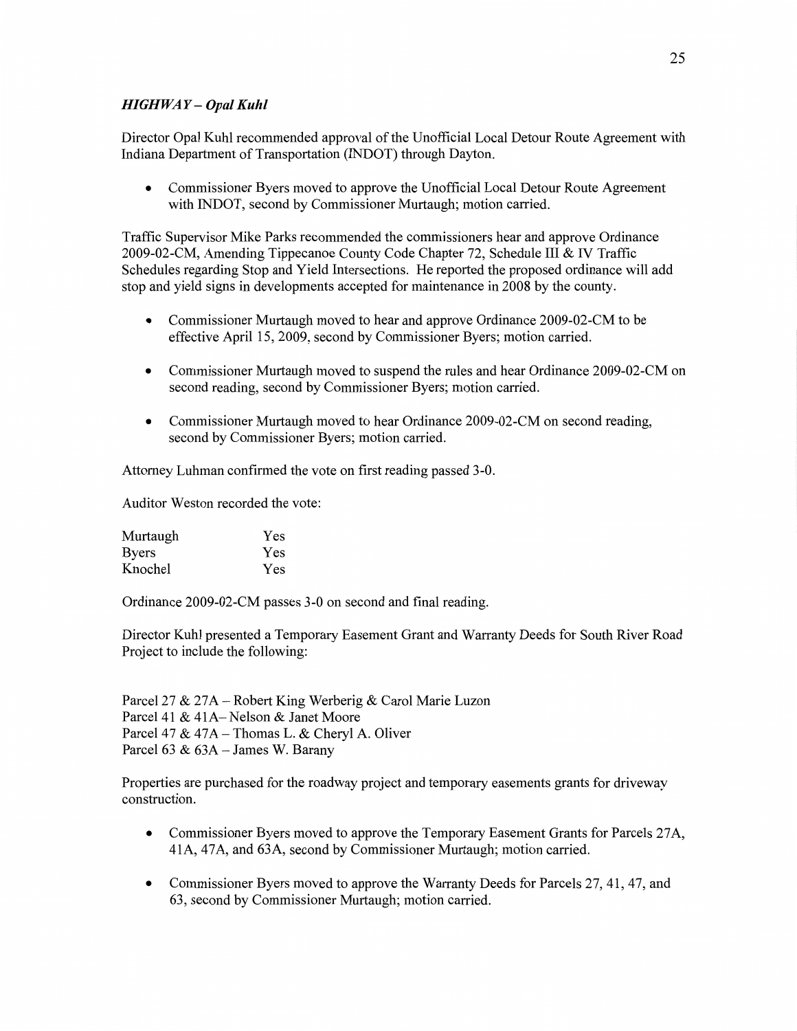### *HIGHWAY – Opal Kuhl*

Director Opal Kuhl recommended approval of the Unofficial Local Detour Route Agreement with Indiana Department of Transportation (INDOT) through Dayton.

- Commissioner Byers moved to approve the Unofficial Local Detour Route Agreement with INDOT, second by Commissioner Murtaugh; motion carried.

Traffic Supervisor Mike Parks recommended the commissioners hear and approve Ordinance 2009-02-CM, Amending Tippecanoe County Code Chapter 72, Schedule III & IV Traffic Schedules regarding Stop and Yield Intersections. He reported the proposed ordinance will add stop and yield signs in developments accepted for maintenance in 2008 by the county.

- Commissioner Murtaugh moved to hear and approve Ordinance 2009-02-CM to be effective April 15, 2009, second by Commissioner Byers; motion carried.

- Commissioner Murtaugh moved to suspend the rules and hear Ordinance 2009-02-CM on second reading, second by Commissioner Byers; motion carried.

- Commissioner Murtaugh moved to hear Ordinance 2009-02-CM on second reading, second by Commissioner Byers; motion carried.

Attorney Luhman confirmed the vote on first reading passed 3-0.

Auditor Weston recorded the vote:

| | |
|---|---|
| Murtaugh | Yes |
| Byers | Yes |
| Knochel | Yes |

Ordinance 2009-02-CM passes 3-0 on second and final reading.

Director Kuhl presented a Temporary Easement Grant and Warranty Deeds for South River Road Project to include the following:

Parcel 27 & 27A – Robert King Werberig & Carol Marie Luzon
Parcel 41 & 41A– Nelson & Janet Moore
Parcel 47 & 47A – Thomas L. & Cheryl A. Oliver
Parcel 63 & 63A – James W. Barany

Properties are purchased for the roadway project and temporary easements grants for driveway construction.

- Commissioner Byers moved to approve the Temporary Easement Grants for Parcels 27A, 41A, 47A, and 63A, second by Commissioner Murtaugh; motion carried.

- Commissioner Byers moved to approve the Warranty Deeds for Parcels 27, 41, 47, and 63, second by Commissioner Murtaugh; motion carried.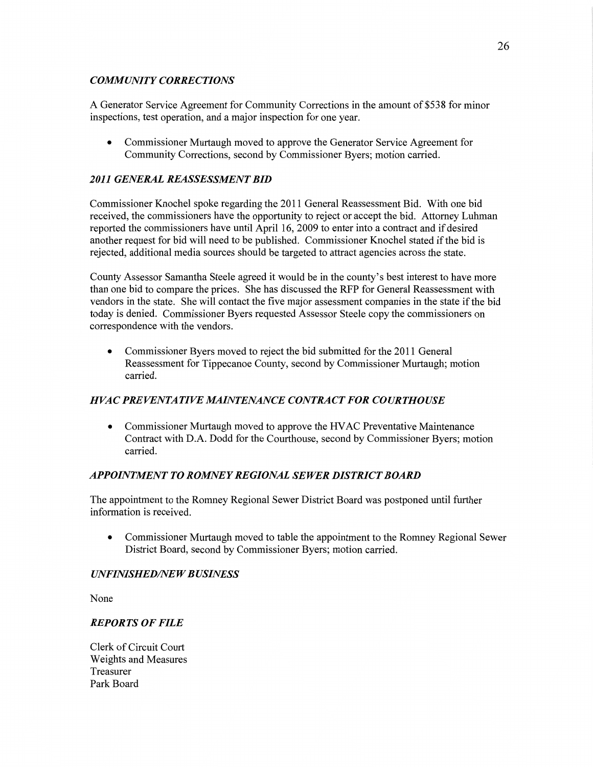### *COMMUNITY CORRECTIONS*

A Generator Service Agreement for Community Corrections in the amount of $538 for minor inspections, test operation, and a major inspection for one year.

- Commissioner Murtaugh moved to approve the Generator Service Agreement for Community Corrections, second by Commissioner Byers; motion carried.

### *2011 GENERAL REASSESSMENT BID*

Commissioner Knochel spoke regarding the 2011 General Reassessment Bid. With one bid received, the commissioners have the opportunity to reject or accept the bid. Attorney Luhman reported the commissioners have until April 16, 2009 to enter into a contract and if desired another request for bid will need to be published. Commissioner Knochel stated if the bid is rejected, additional media sources should be targeted to attract agencies across the state.

County Assessor Samantha Steele agreed it would be in the county's best interest to have more than one bid to compare the prices. She has discussed the RFP for General Reassessment with vendors in the state. She will contact the five major assessment companies in the state if the bid today is denied. Commissioner Byers requested Assessor Steele copy the commissioners on correspondence with the vendors.

- Commissioner Byers moved to reject the bid submitted for the 2011 General Reassessment for Tippecanoe County, second by Commissioner Murtaugh; motion carried.

### *HVAC PREVENTATIVE MAINTENANCE CONTRACT FOR COURTHOUSE*

- Commissioner Murtaugh moved to approve the HVAC Preventative Maintenance Contract with D.A. Dodd for the Courthouse, second by Commissioner Byers; motion carried.

### *APPOINTMENT TO ROMNEY REGIONAL SEWER DISTRICT BOARD*

The appointment to the Romney Regional Sewer District Board was postponed until further information is received.

- Commissioner Murtaugh moved to table the appointment to the Romney Regional Sewer District Board, second by Commissioner Byers; motion carried.

### *UNFINISHED/NEW BUSINESS*

None

### *REPORTS OF FILE*

Clerk of Circuit Court
Weights and Measures
Treasurer
Park Board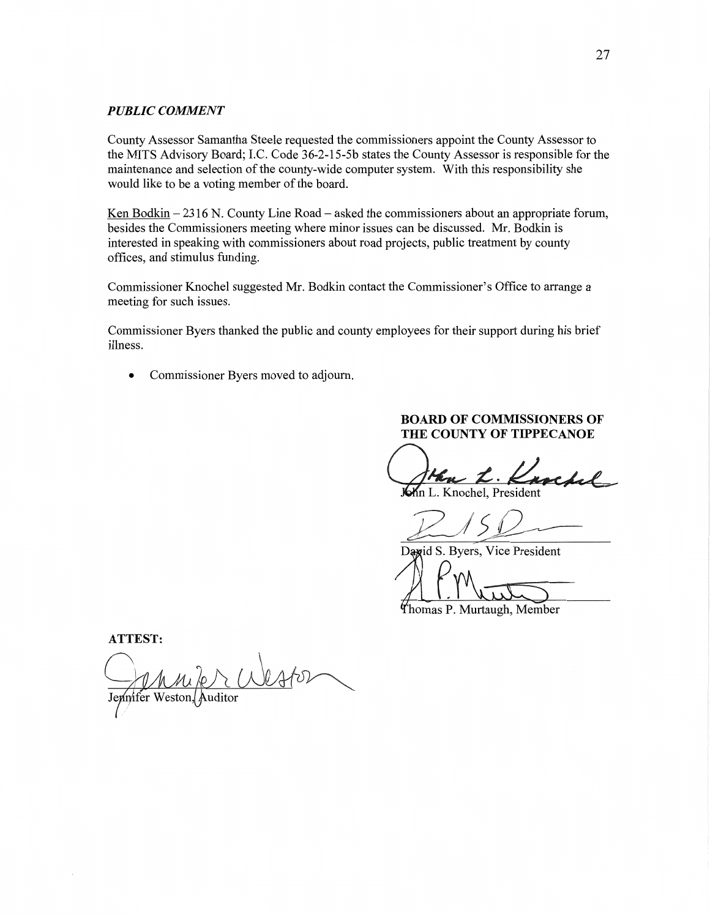### *PUBLIC COMMENT*

County Assessor Samantha Steele requested the commissioners appoint the County Assessor to the MITS Advisory Board; I.C. Code 36-2-15-5b states the County Assessor is responsible for the maintenance and selection of the county-wide computer system. With this responsibility she would like to be a voting member of the board.

Ken Bodkin – 2316 N. County Line Road – asked the commissioners about an appropriate forum, besides the Commissioners meeting where minor issues can be discussed. Mr. Bodkin is interested in speaking with commissioners about road projects, public treatment by county offices, and stimulus funding.

Commissioner Knochel suggested Mr. Bodkin contact the Commissioner's Office to arrange a meeting for such issues.

Commissioner Byers thanked the public and county employees for their support during his brief illness.

- Commissioner Byers moved to adjourn.

**BOARD OF COMMISSIONERS OF THE COUNTY OF TIPPECANOE**

John L. Knochel, President

David S. Byers, Vice President

Thomas P. Murtaugh, Member

**ATTEST:**

Jennifer Weston, Auditor